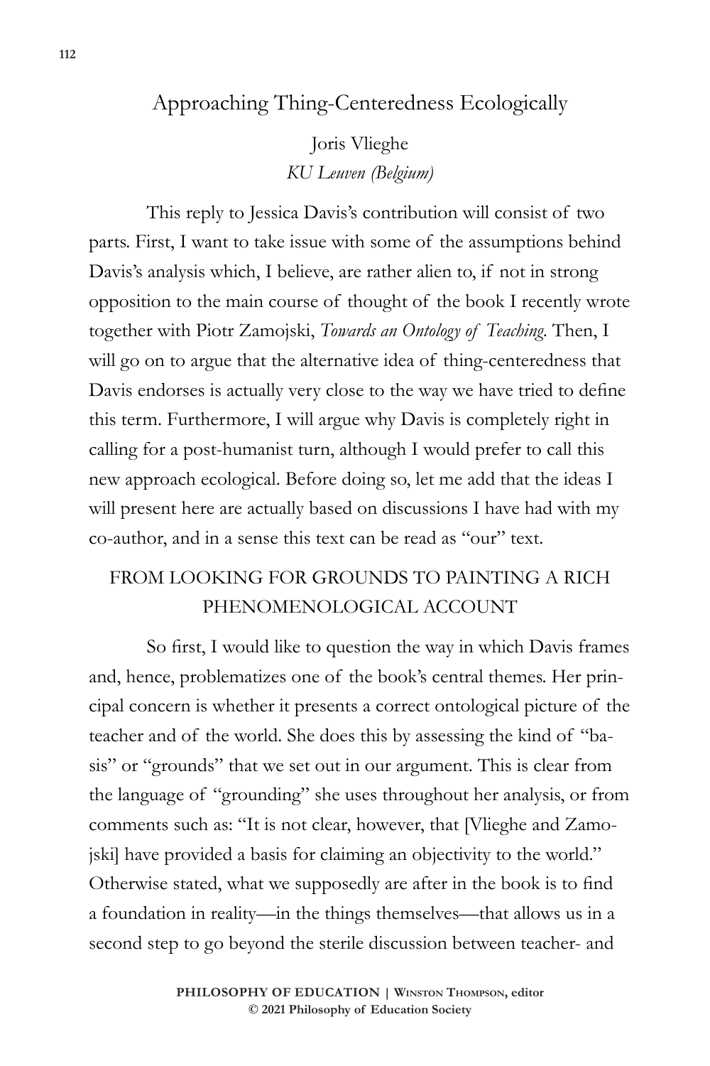# Approaching Thing-Centeredness Ecologically

Joris Vlieghe
*KU Leuven (Belgium)*

This reply to Jessica Davis's contribution will consist of two parts. First, I want to take issue with some of the assumptions behind Davis's analysis which, I believe, are rather alien to, if not in strong opposition to the main course of thought of the book I recently wrote together with Piotr Zamojski, *Towards an Ontology of Teaching*. Then, I will go on to argue that the alternative idea of thing-centeredness that Davis endorses is actually very close to the way we have tried to define this term. Furthermore, I will argue why Davis is completely right in calling for a post-humanist turn, although I would prefer to call this new approach ecological. Before doing so, let me add that the ideas I will present here are actually based on discussions I have had with my co-author, and in a sense this text can be read as "our" text.

## FROM LOOKING FOR GROUNDS TO PAINTING A RICH PHENOMENOLOGICAL ACCOUNT

So first, I would like to question the way in which Davis frames and, hence, problematizes one of the book's central themes. Her principal concern is whether it presents a correct ontological picture of the teacher and of the world. She does this by assessing the kind of "basis" or "grounds" that we set out in our argument. This is clear from the language of "grounding" she uses throughout her analysis, or from comments such as: "It is not clear, however, that [Vlieghe and Zamojski] have provided a basis for claiming an objectivity to the world." Otherwise stated, what we supposedly are after in the book is to find a foundation in reality—in the things themselves—that allows us in a second step to go beyond the sterile discussion between teacher- and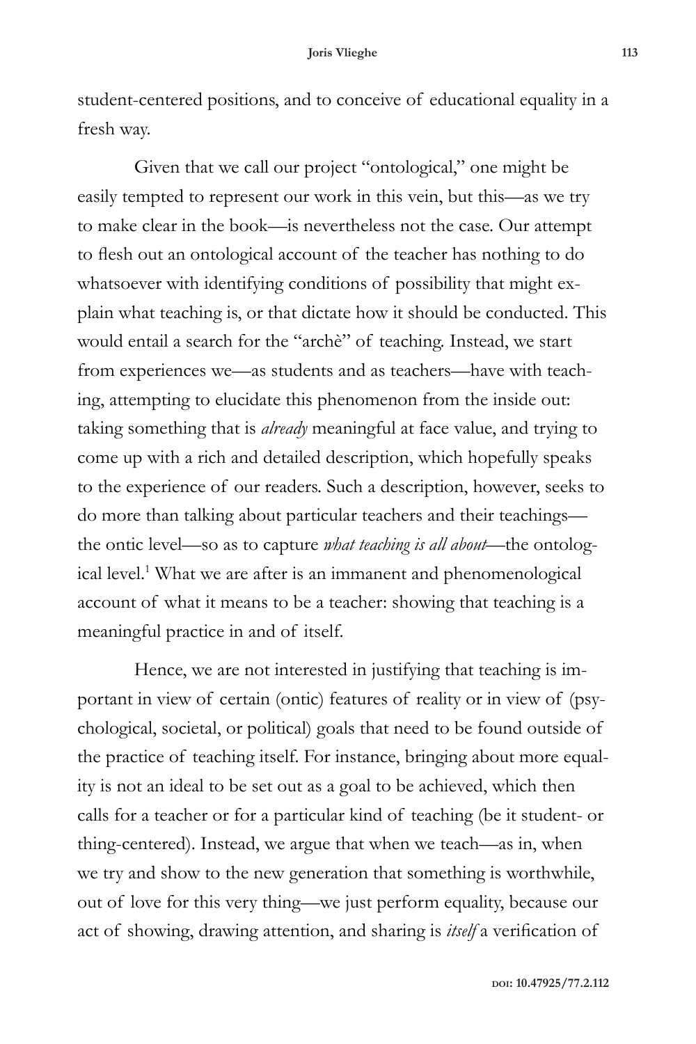student-centered positions, and to conceive of educational equality in a fresh way.

Given that we call our project "ontological," one might be easily tempted to represent our work in this vein, but this—as we try to make clear in the book—is nevertheless not the case. Our attempt to flesh out an ontological account of the teacher has nothing to do whatsoever with identifying conditions of possibility that might explain what teaching is, or that dictate how it should be conducted. This would entail a search for the "archè" of teaching. Instead, we start from experiences we—as students and as teachers—have with teaching, attempting to elucidate this phenomenon from the inside out: taking something that is *already* meaningful at face value, and trying to come up with a rich and detailed description, which hopefully speaks to the experience of our readers. Such a description, however, seeks to do more than talking about particular teachers and their teachings—the ontic level—so as to capture *what teaching is all about*—the ontological level.[1] What we are after is an immanent and phenomenological account of what it means to be a teacher: showing that teaching is a meaningful practice in and of itself.

Hence, we are not interested in justifying that teaching is important in view of certain (ontic) features of reality or in view of (psychological, societal, or political) goals that need to be found outside of the practice of teaching itself. For instance, bringing about more equality is not an ideal to be set out as a goal to be achieved, which then calls for a teacher or for a particular kind of teaching (be it student- or thing-centered). Instead, we argue that when we teach—as in, when we try and show to the new generation that something is worthwhile, out of love for this very thing—we just perform equality, because our act of showing, drawing attention, and sharing is *itself* a verification of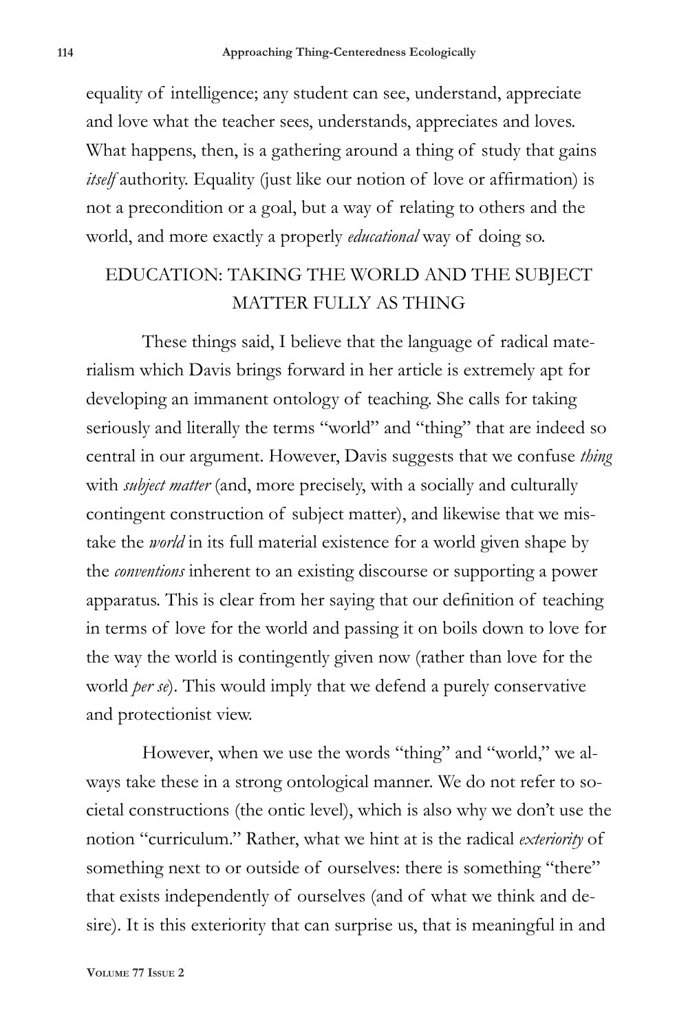equality of intelligence; any student can see, understand, appreciate and love what the teacher sees, understands, appreciates and loves. What happens, then, is a gathering around a thing of study that gains *itself* authority. Equality (just like our notion of love or affirmation) is not a precondition or a goal, but a way of relating to others and the world, and more exactly a properly *educational* way of doing so.

## EDUCATION: TAKING THE WORLD AND THE SUBJECT MATTER FULLY AS THING

These things said, I believe that the language of radical materialism which Davis brings forward in her article is extremely apt for developing an immanent ontology of teaching. She calls for taking seriously and literally the terms "world" and "thing" that are indeed so central in our argument. However, Davis suggests that we confuse *thing* with *subject matter* (and, more precisely, with a socially and culturally contingent construction of subject matter), and likewise that we mistake the *world* in its full material existence for a world given shape by the *conventions* inherent to an existing discourse or supporting a power apparatus. This is clear from her saying that our definition of teaching in terms of love for the world and passing it on boils down to love for the way the world is contingently given now (rather than love for the world *per se*). This would imply that we defend a purely conservative and protectionist view.

However, when we use the words "thing" and "world," we always take these in a strong ontological manner. We do not refer to societal constructions (the ontic level), which is also why we don't use the notion "curriculum." Rather, what we hint at is the radical *exteriority* of something next to or outside of ourselves: there is something "there" that exists independently of ourselves (and of what we think and desire). It is this exteriority that can surprise us, that is meaningful in and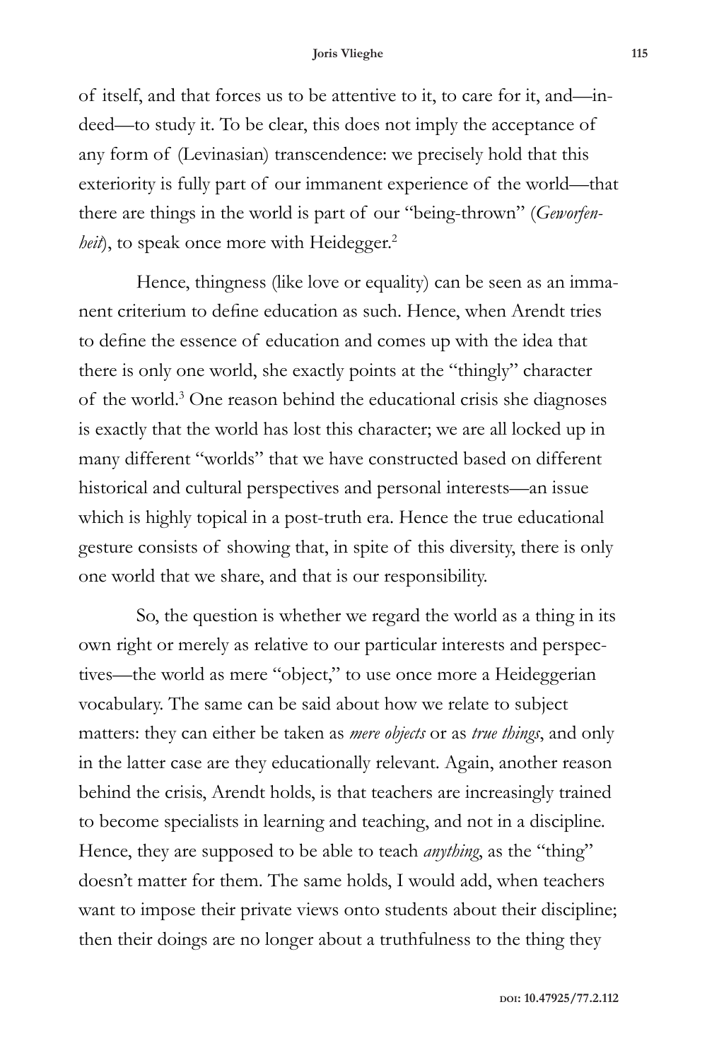of itself, and that forces us to be attentive to it, to care for it, and—indeed—to study it. To be clear, this does not imply the acceptance of any form of (Levinasian) transcendence: we precisely hold that this exteriority is fully part of our immanent experience of the world—that there are things in the world is part of our "being-thrown" (*Geworfenheit*), to speak once more with Heidegger.[2]

Hence, thingness (like love or equality) can be seen as an immanent criterium to define education as such. Hence, when Arendt tries to define the essence of education and comes up with the idea that there is only one world, she exactly points at the "thingly" character of the world.[3] One reason behind the educational crisis she diagnoses is exactly that the world has lost this character; we are all locked up in many different "worlds" that we have constructed based on different historical and cultural perspectives and personal interests—an issue which is highly topical in a post-truth era. Hence the true educational gesture consists of showing that, in spite of this diversity, there is only one world that we share, and that is our responsibility.

So, the question is whether we regard the world as a thing in its own right or merely as relative to our particular interests and perspectives—the world as mere "object," to use once more a Heideggerian vocabulary. The same can be said about how we relate to subject matters: they can either be taken as *mere objects* or as *true things*, and only in the latter case are they educationally relevant. Again, another reason behind the crisis, Arendt holds, is that teachers are increasingly trained to become specialists in learning and teaching, and not in a discipline. Hence, they are supposed to be able to teach *anything*, as the "thing" doesn't matter for them. The same holds, I would add, when teachers want to impose their private views onto students about their discipline; then their doings are no longer about a truthfulness to the thing they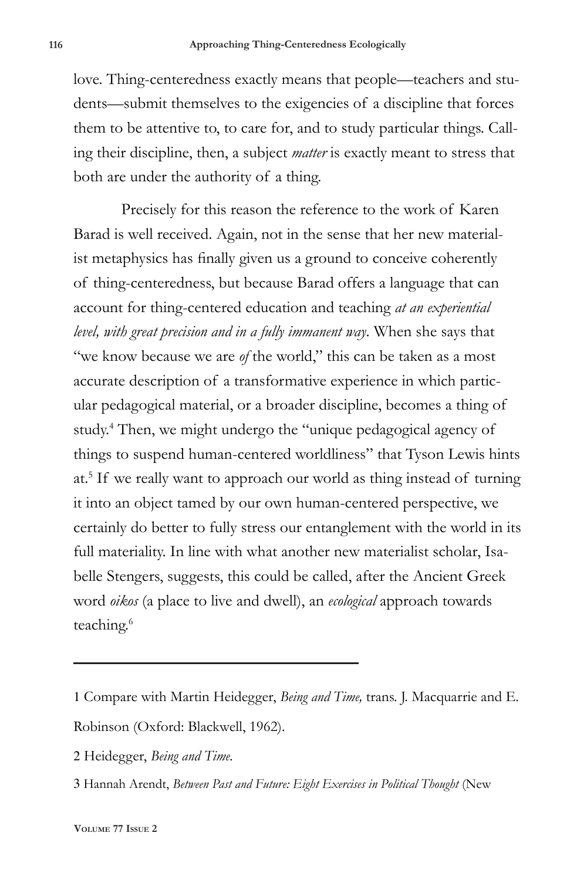love. Thing-centeredness exactly means that people—teachers and students—submit themselves to the exigencies of a discipline that forces them to be attentive to, to care for, and to study particular things. Calling their discipline, then, a subject *matter* is exactly meant to stress that both are under the authority of a thing.

Precisely for this reason the reference to the work of Karen Barad is well received. Again, not in the sense that her new materialist metaphysics has finally given us a ground to conceive coherently of thing-centeredness, but because Barad offers a language that can account for thing-centered education and teaching *at an experiential level, with great precision and in a fully immanent way*. When she says that "we know because we are *of* the world," this can be taken as a most accurate description of a transformative experience in which particular pedagogical material, or a broader discipline, becomes a thing of study.[4] Then, we might undergo the "unique pedagogical agency of things to suspend human-centered worldliness" that Tyson Lewis hints at.[5] If we really want to approach our world as thing instead of turning it into an object tamed by our own human-centered perspective, we certainly do better to fully stress our entanglement with the world in its full materiality. In line with what another new materialist scholar, Isabelle Stengers, suggests, this could be called, after the Ancient Greek word *oikos* (a place to live and dwell), an *ecological* approach towards teaching.[6]

---

1 Compare with Martin Heidegger, *Being and Time,* trans. J. Macquarrie and E. Robinson (Oxford: Blackwell, 1962).

2 Heidegger, *Being and Time.*

3 Hannah Arendt, *Between Past and Future: Eight Exercises in Political Thought* (New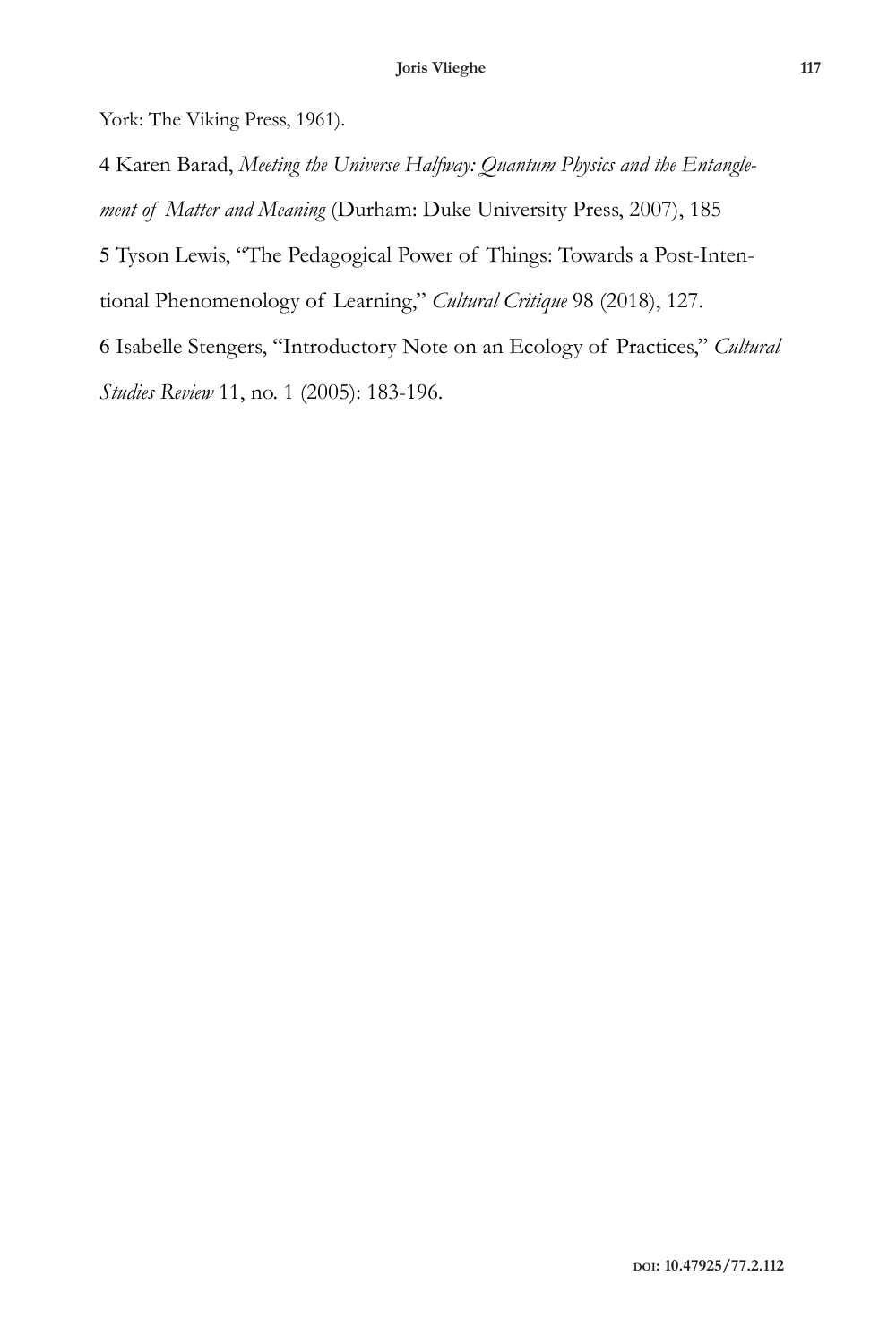York: The Viking Press, 1961).

4 Karen Barad, *Meeting the Universe Halfway: Quantum Physics and the Entanglement of Matter and Meaning* (Durham: Duke University Press, 2007), 185

5 Tyson Lewis, "The Pedagogical Power of Things: Towards a Post-Intentional Phenomenology of Learning," *Cultural Critique* 98 (2018), 127.

6 Isabelle Stengers, "Introductory Note on an Ecology of Practices," *Cultural Studies Review* 11, no. 1 (2005): 183-196.